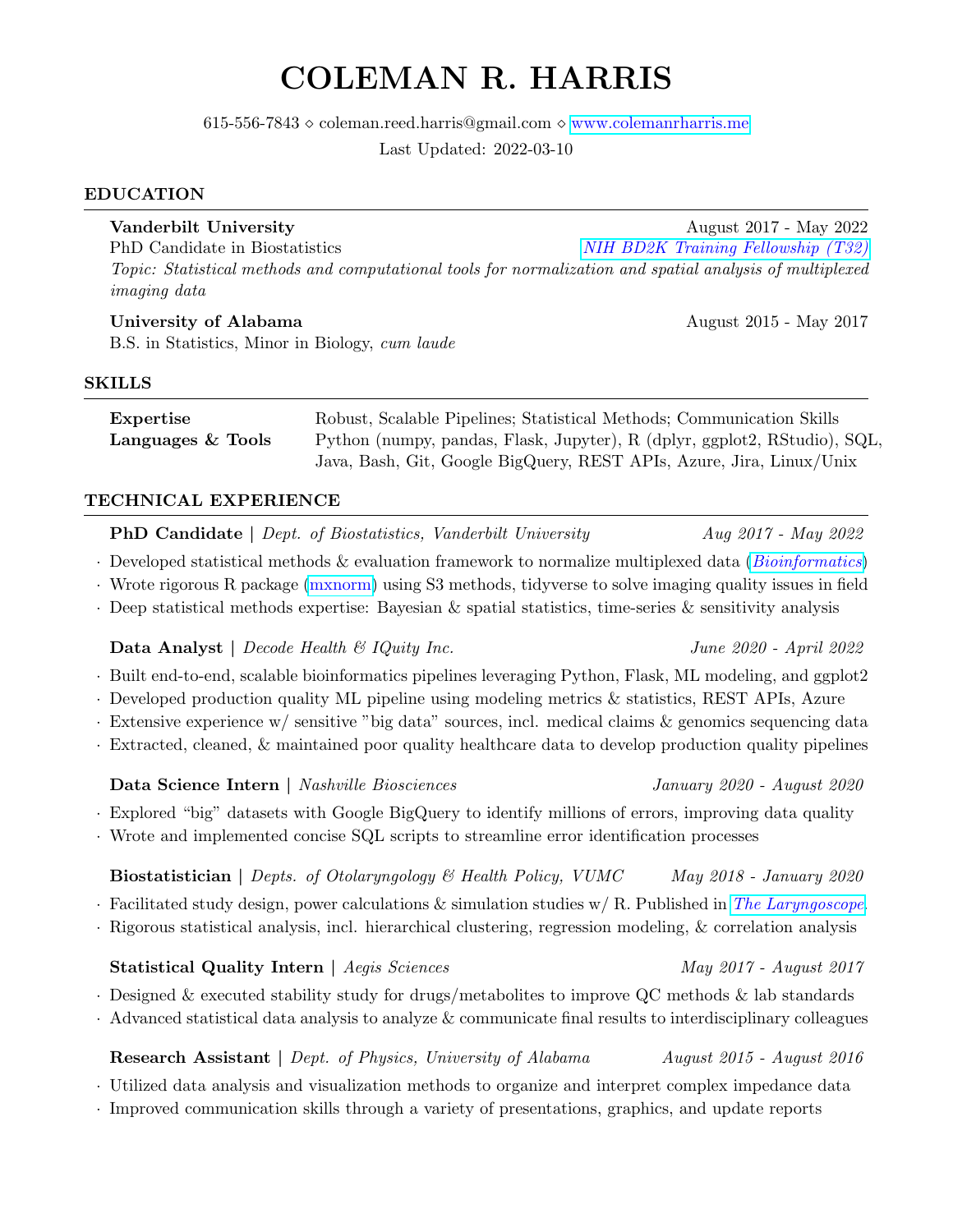# COLEMAN R. HARRIS

615-556-7843 ⋄ coleman.reed.harris@gmail.com ⋄ www.colemanrharris.me

Last Updated: 2022-03-10

## EDUCATION

**Vanderbilt University** — August 2017 - May 2022
PhD Candidate in Biostatistics — *NIH BD2K Training Fellowship (T32)*
*Topic: Statistical methods and computational tools for normalization and spatial analysis of multiplexed imaging data*

**University of Alabama** — August 2015 - May 2017
B.S. in Statistics, Minor in Biology, *cum laude*

## SKILLS

**Expertise** — Robust, Scalable Pipelines; Statistical Methods; Communication Skills

**Languages & Tools** — Python (numpy, pandas, Flask, Jupyter), R (dplyr, ggplot2, RStudio), SQL, Java, Bash, Git, Google BigQuery, REST APIs, Azure, Jira, Linux/Unix

## TECHNICAL EXPERIENCE

**PhD Candidate** | *Dept. of Biostatistics, Vanderbilt University* — *Aug 2017 - May 2022*

- Developed statistical methods & evaluation framework to normalize multiplexed data (*Bioinformatics*)
- Wrote rigorous R package (mxnorm) using S3 methods, tidyverse to solve imaging quality issues in field
- Deep statistical methods expertise: Bayesian & spatial statistics, time-series & sensitivity analysis

**Data Analyst** | *Decode Health & IQuity Inc.* — *June 2020 - April 2022*

- Built end-to-end, scalable bioinformatics pipelines leveraging Python, Flask, ML modeling, and ggplot2
- Developed production quality ML pipeline using modeling metrics & statistics, REST APIs, Azure
- Extensive experience w/ sensitive "big data" sources, incl. medical claims & genomics sequencing data
- Extracted, cleaned, & maintained poor quality healthcare data to develop production quality pipelines

**Data Science Intern** | *Nashville Biosciences* — *January 2020 - August 2020*

- Explored "big" datasets with Google BigQuery to identify millions of errors, improving data quality
- Wrote and implemented concise SQL scripts to streamline error identification processes

**Biostatistician** | *Depts. of Otolaryngology & Health Policy, VUMC* — *May 2018 - January 2020*

- Facilitated study design, power calculations & simulation studies w/ R. Published in *The Laryngoscope*.
- Rigorous statistical analysis, incl. hierarchical clustering, regression modeling, & correlation analysis

**Statistical Quality Intern** | *Aegis Sciences* — *May 2017 - August 2017*

- Designed & executed stability study for drugs/metabolites to improve QC methods & lab standards
- Advanced statistical data analysis to analyze & communicate final results to interdisciplinary colleagues

**Research Assistant** | *Dept. of Physics, University of Alabama* — *August 2015 - August 2016*

- Utilized data analysis and visualization methods to organize and interpret complex impedance data
- Improved communication skills through a variety of presentations, graphics, and update reports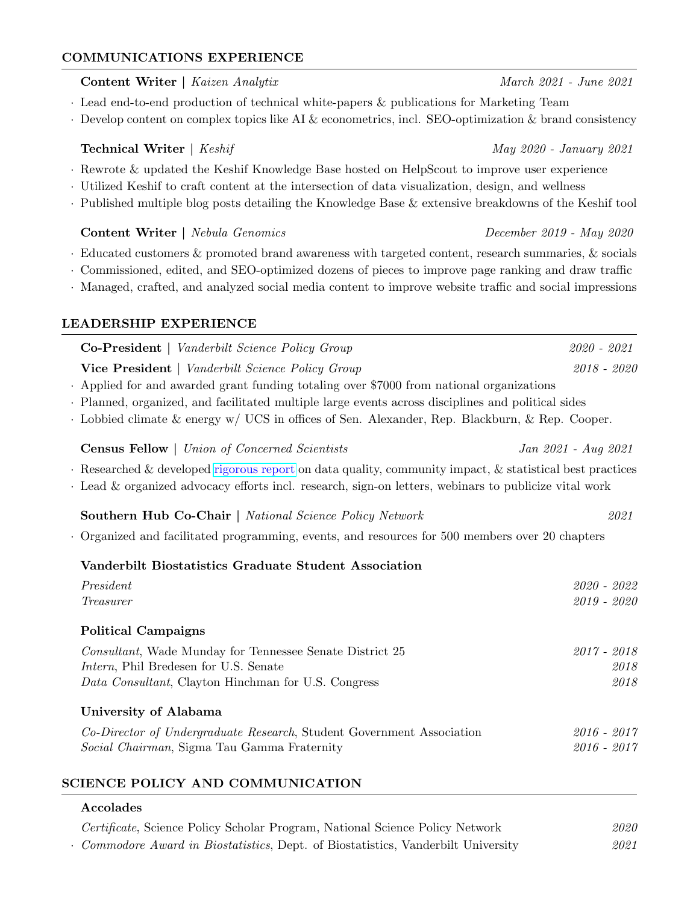## COMMUNICATIONS EXPERIENCE

**Content Writer** | *Kaizen Analytix* *March 2021 - June 2021*

- Lead end-to-end production of technical white-papers & publications for Marketing Team
- Develop content on complex topics like AI & econometrics, incl. SEO-optimization & brand consistency

**Technical Writer** | *Keshif* *May 2020 - January 2021*

- Rewrote & updated the Keshif Knowledge Base hosted on HelpScout to improve user experience
- Utilized Keshif to craft content at the intersection of data visualization, design, and wellness
- Published multiple blog posts detailing the Knowledge Base & extensive breakdowns of the Keshif tool

**Content Writer** | *Nebula Genomics* *December 2019 - May 2020*

- Educated customers & promoted brand awareness with targeted content, research summaries, & socials
- Commissioned, edited, and SEO-optimized dozens of pieces to improve page ranking and draw traffic
- Managed, crafted, and analyzed social media content to improve website traffic and social impressions

## LEADERSHIP EXPERIENCE

**Co-President** | *Vanderbilt Science Policy Group* *2020 - 2021*

**Vice President** | *Vanderbilt Science Policy Group* *2018 - 2020*

- Applied for and awarded grant funding totaling over $7000 from national organizations
- Planned, organized, and facilitated multiple large events across disciplines and political sides
- Lobbied climate & energy w/ UCS in offices of Sen. Alexander, Rep. Blackburn, & Rep. Cooper.

**Census Fellow** | *Union of Concerned Scientists* *Jan 2021 - Aug 2021*

- Researched & developed rigorous report on data quality, community impact, & statistical best practices
- Lead & organized advocacy efforts incl. research, sign-on letters, webinars to publicize vital work

**Southern Hub Co-Chair** | *National Science Policy Network* *2021*

- Organized and facilitated programming, events, and resources for 500 members over 20 chapters

**Vanderbilt Biostatistics Graduate Student Association**

*President* *2020 - 2022*
*Treasurer* *2019 - 2020*

**Political Campaigns**

*Consultant*, Wade Munday for Tennessee Senate District 25 *2017 - 2018*
*Intern*, Phil Bredesen for U.S. Senate *2018*
*Data Consultant*, Clayton Hinchman for U.S. Congress *2018*

**University of Alabama**

*Co-Director of Undergraduate Research*, Student Government Association *2016 - 2017*
*Social Chairman*, Sigma Tau Gamma Fraternity *2016 - 2017*

## SCIENCE POLICY AND COMMUNICATION

**Accolades**

*Certificate*, Science Policy Scholar Program, National Science Policy Network *2020*

- *Commodore Award in Biostatistics*, Dept. of Biostatistics, Vanderbilt University *2021*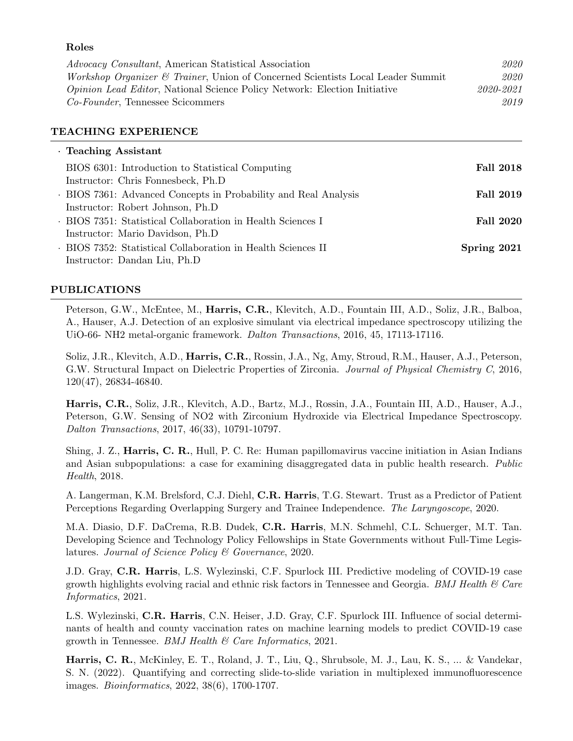**Roles**

*Advocacy Consultant*, American Statistical Association — *2020*

*Workshop Organizer & Trainer*, Union of Concerned Scientists Local Leader Summit — *2020*

*Opinion Lead Editor*, National Science Policy Network: Election Initiative — *2020-2021*

*Co-Founder*, Tennessee Scicommers — *2019*

## TEACHING EXPERIENCE

- **Teaching Assistant**

  BIOS 6301: Introduction to Statistical Computing — **Fall 2018**
  Instructor: Chris Fonnesbeck, Ph.D

- BIOS 7361: Advanced Concepts in Probability and Real Analysis — **Fall 2019**
  Instructor: Robert Johnson, Ph.D

- BIOS 7351: Statistical Collaboration in Health Sciences I — **Fall 2020**
  Instructor: Mario Davidson, Ph.D

- BIOS 7352: Statistical Collaboration in Health Sciences II — **Spring 2021**
  Instructor: Dandan Liu, Ph.D

## PUBLICATIONS

Peterson, G.W., McEntee, M., **Harris, C.R.**, Klevitch, A.D., Fountain III, A.D., Soliz, J.R., Balboa, A., Hauser, A.J. Detection of an explosive simulant via electrical impedance spectroscopy utilizing the UiO-66- NH2 metal-organic framework. *Dalton Transactions*, 2016, 45, 17113-17116.

Soliz, J.R., Klevitch, A.D., **Harris, C.R.**, Rossin, J.A., Ng, Amy, Stroud, R.M., Hauser, A.J., Peterson, G.W. Structural Impact on Dielectric Properties of Zirconia. *Journal of Physical Chemistry C*, 2016, 120(47), 26834-46840.

**Harris, C.R.**, Soliz, J.R., Klevitch, A.D., Bartz, M.J., Rossin, J.A., Fountain III, A.D., Hauser, A.J., Peterson, G.W. Sensing of NO2 with Zirconium Hydroxide via Electrical Impedance Spectroscopy. *Dalton Transactions*, 2017, 46(33), 10791-10797.

Shing, J. Z., **Harris, C. R.**, Hull, P. C. Re: Human papillomavirus vaccine initiation in Asian Indians and Asian subpopulations: a case for examining disaggregated data in public health research. *Public Health*, 2018.

A. Langerman, K.M. Brelsford, C.J. Diehl, **C.R. Harris**, T.G. Stewart. Trust as a Predictor of Patient Perceptions Regarding Overlapping Surgery and Trainee Independence. *The Laryngoscope*, 2020.

M.A. Diasio, D.F. DaCrema, R.B. Dudek, **C.R. Harris**, M.N. Schmehl, C.L. Schuerger, M.T. Tan. Developing Science and Technology Policy Fellowships in State Governments without Full-Time Legislatures. *Journal of Science Policy & Governance*, 2020.

J.D. Gray, **C.R. Harris**, L.S. Wylezinski, C.F. Spurlock III. Predictive modeling of COVID-19 case growth highlights evolving racial and ethnic risk factors in Tennessee and Georgia. *BMJ Health & Care Informatics*, 2021.

L.S. Wylezinski, **C.R. Harris**, C.N. Heiser, J.D. Gray, C.F. Spurlock III. Influence of social determinants of health and county vaccination rates on machine learning models to predict COVID-19 case growth in Tennessee. *BMJ Health & Care Informatics*, 2021.

**Harris, C. R.**, McKinley, E. T., Roland, J. T., Liu, Q., Shrubsole, M. J., Lau, K. S., ... & Vandekar, S. N. (2022). Quantifying and correcting slide-to-slide variation in multiplexed immunofluorescence images. *Bioinformatics*, 2022, 38(6), 1700-1707.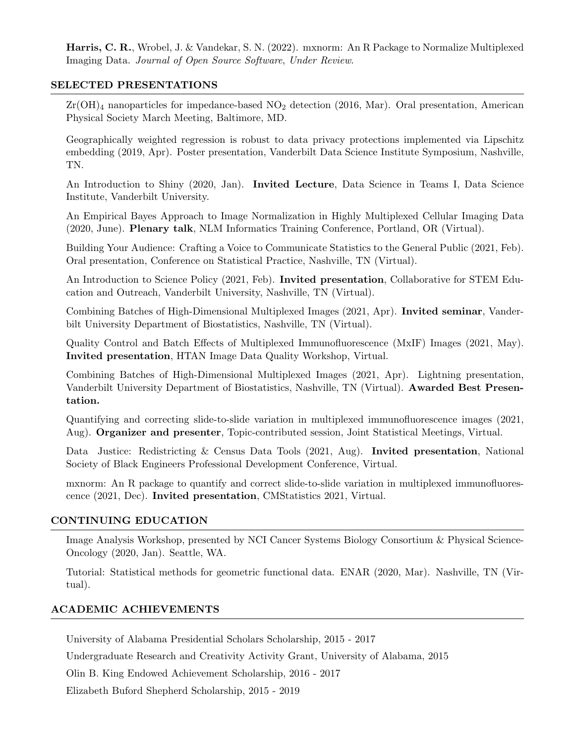**Harris, C. R.**, Wrobel, J. & Vandekar, S. N. (2022). mxnorm: An R Package to Normalize Multiplexed Imaging Data. *Journal of Open Source Software*, *Under Review*.

## SELECTED PRESENTATIONS

$Zr(OH)_4$ nanoparticles for impedance-based $NO_2$ detection (2016, Mar). Oral presentation, American Physical Society March Meeting, Baltimore, MD.

Geographically weighted regression is robust to data privacy protections implemented via Lipschitz embedding (2019, Apr). Poster presentation, Vanderbilt Data Science Institute Symposium, Nashville, TN.

An Introduction to Shiny (2020, Jan). **Invited Lecture**, Data Science in Teams I, Data Science Institute, Vanderbilt University.

An Empirical Bayes Approach to Image Normalization in Highly Multiplexed Cellular Imaging Data (2020, June). **Plenary talk**, NLM Informatics Training Conference, Portland, OR (Virtual).

Building Your Audience: Crafting a Voice to Communicate Statistics to the General Public (2021, Feb). Oral presentation, Conference on Statistical Practice, Nashville, TN (Virtual).

An Introduction to Science Policy (2021, Feb). **Invited presentation**, Collaborative for STEM Education and Outreach, Vanderbilt University, Nashville, TN (Virtual).

Combining Batches of High-Dimensional Multiplexed Images (2021, Apr). **Invited seminar**, Vanderbilt University Department of Biostatistics, Nashville, TN (Virtual).

Quality Control and Batch Effects of Multiplexed Immunofluorescence (MxIF) Images (2021, May). **Invited presentation**, HTAN Image Data Quality Workshop, Virtual.

Combining Batches of High-Dimensional Multiplexed Images (2021, Apr). Lightning presentation, Vanderbilt University Department of Biostatistics, Nashville, TN (Virtual). **Awarded Best Presentation.**

Quantifying and correcting slide-to-slide variation in multiplexed immunofluorescence images (2021, Aug). **Organizer and presenter**, Topic-contributed session, Joint Statistical Meetings, Virtual.

Data Justice: Redistricting & Census Data Tools (2021, Aug). **Invited presentation**, National Society of Black Engineers Professional Development Conference, Virtual.

mxnorm: An R package to quantify and correct slide-to-slide variation in multiplexed immunofluorescence (2021, Dec). **Invited presentation**, CMStatistics 2021, Virtual.

## CONTINUING EDUCATION

Image Analysis Workshop, presented by NCI Cancer Systems Biology Consortium & Physical Science-Oncology (2020, Jan). Seattle, WA.

Tutorial: Statistical methods for geometric functional data. ENAR (2020, Mar). Nashville, TN (Virtual).

## ACADEMIC ACHIEVEMENTS

University of Alabama Presidential Scholars Scholarship, 2015 - 2017

Undergraduate Research and Creativity Activity Grant, University of Alabama, 2015

Olin B. King Endowed Achievement Scholarship, 2016 - 2017

Elizabeth Buford Shepherd Scholarship, 2015 - 2019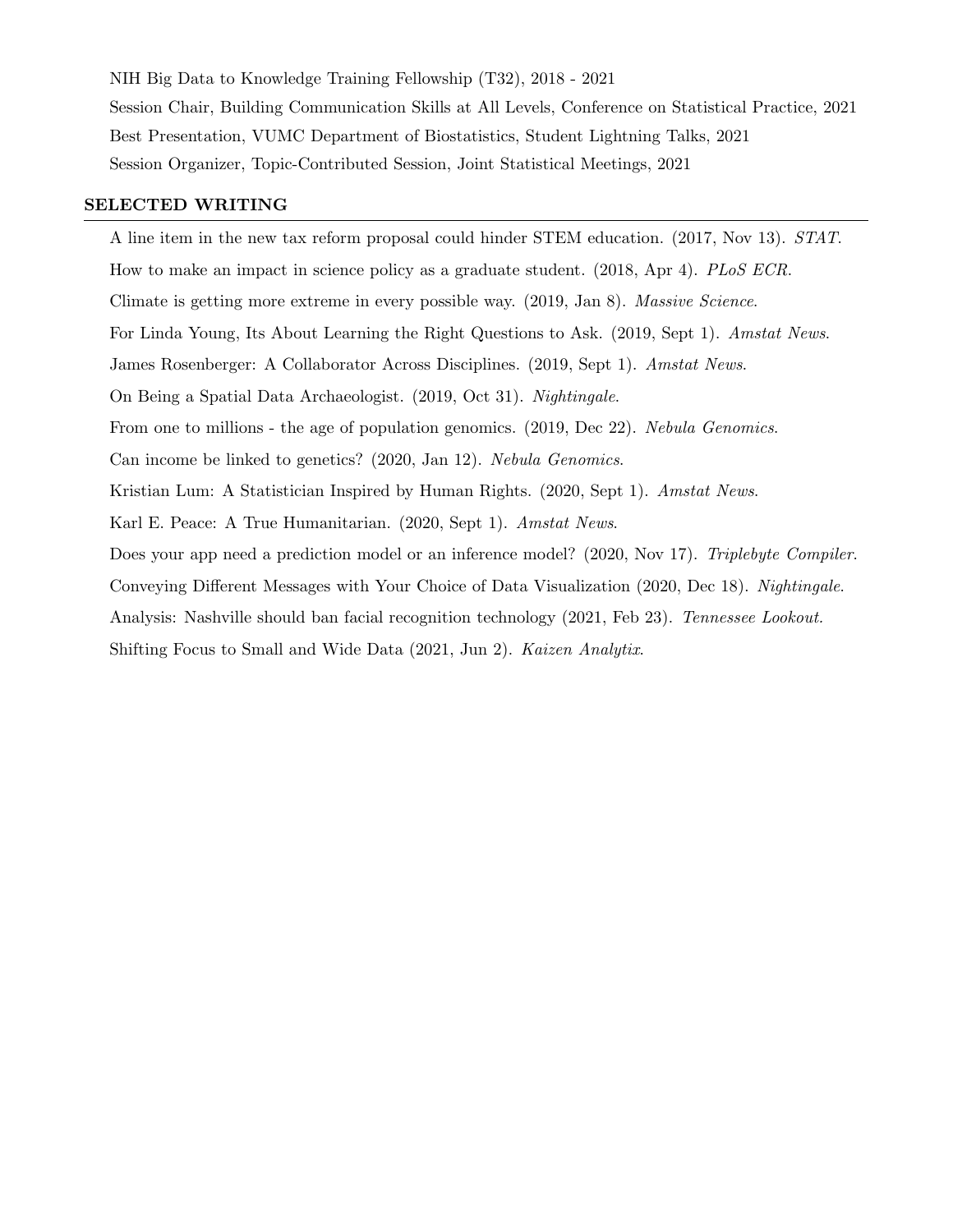NIH Big Data to Knowledge Training Fellowship (T32), 2018 - 2021

Session Chair, Building Communication Skills at All Levels, Conference on Statistical Practice, 2021

Best Presentation, VUMC Department of Biostatistics, Student Lightning Talks, 2021

Session Organizer, Topic-Contributed Session, Joint Statistical Meetings, 2021

## SELECTED WRITING

A line item in the new tax reform proposal could hinder STEM education. (2017, Nov 13). *STAT*.

How to make an impact in science policy as a graduate student. (2018, Apr 4). *PLoS ECR*.

Climate is getting more extreme in every possible way. (2019, Jan 8). *Massive Science*.

For Linda Young, Its About Learning the Right Questions to Ask. (2019, Sept 1). *Amstat News*.

James Rosenberger: A Collaborator Across Disciplines. (2019, Sept 1). *Amstat News*.

On Being a Spatial Data Archaeologist. (2019, Oct 31). *Nightingale*.

From one to millions - the age of population genomics. (2019, Dec 22). *Nebula Genomics*.

Can income be linked to genetics? (2020, Jan 12). *Nebula Genomics*.

Kristian Lum: A Statistician Inspired by Human Rights. (2020, Sept 1). *Amstat News*.

Karl E. Peace: A True Humanitarian. (2020, Sept 1). *Amstat News*.

Does your app need a prediction model or an inference model? (2020, Nov 17). *Triplebyte Compiler*.

Conveying Different Messages with Your Choice of Data Visualization (2020, Dec 18). *Nightingale*.

Analysis: Nashville should ban facial recognition technology (2021, Feb 23). *Tennessee Lookout.*

Shifting Focus to Small and Wide Data (2021, Jun 2). *Kaizen Analytix*.